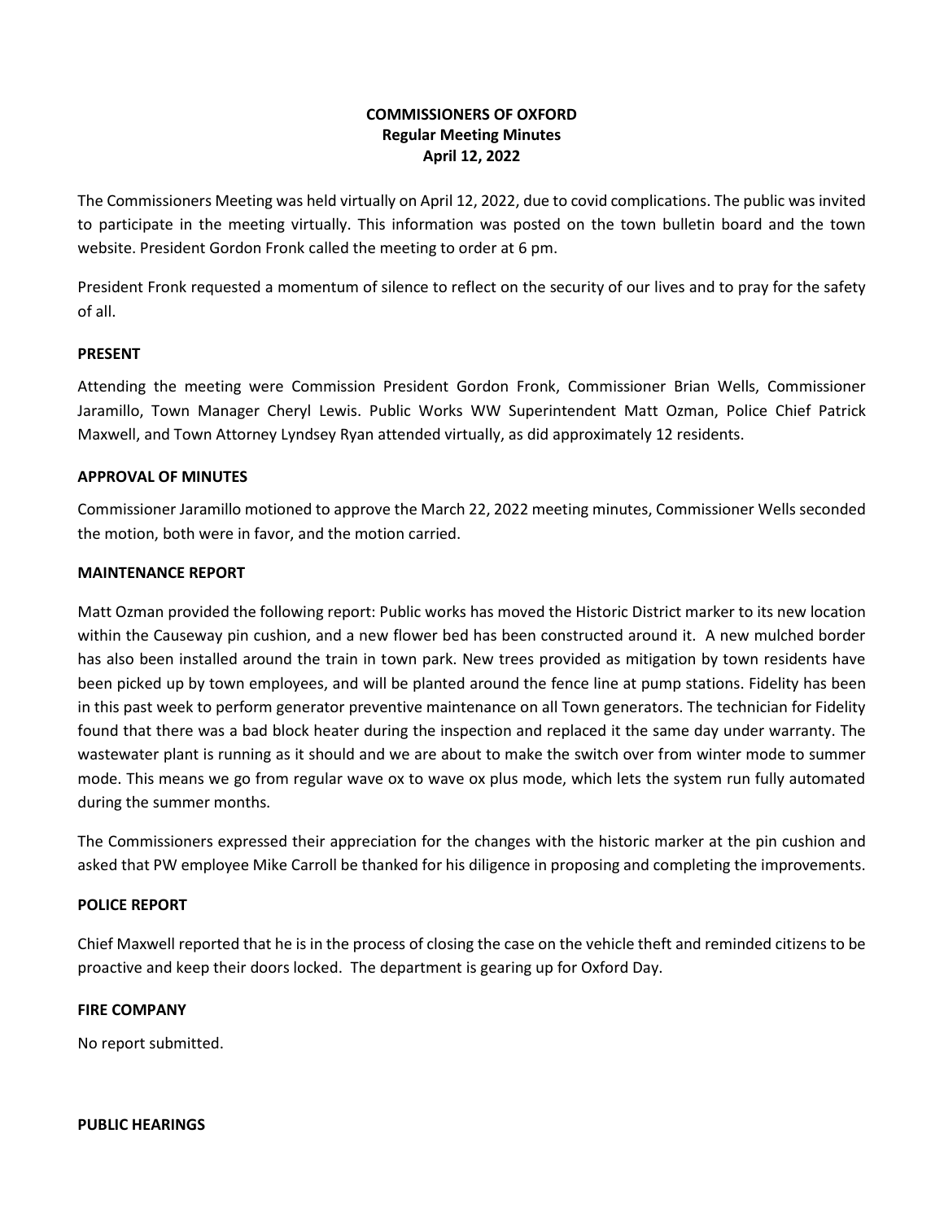# COMMISSIONERS OF OXFORD
## Regular Meeting Minutes
## April 12, 2022

The Commissioners Meeting was held virtually on April 12, 2022, due to covid complications. The public was invited to participate in the meeting virtually. This information was posted on the town bulletin board and the town website. President Gordon Fronk called the meeting to order at 6 pm.

President Fronk requested a momentum of silence to reflect on the security of our lives and to pray for the safety of all.

**PRESENT**

Attending the meeting were Commission President Gordon Fronk, Commissioner Brian Wells, Commissioner Jaramillo, Town Manager Cheryl Lewis. Public Works WW Superintendent Matt Ozman, Police Chief Patrick Maxwell, and Town Attorney Lyndsey Ryan attended virtually, as did approximately 12 residents.

**APPROVAL OF MINUTES**

Commissioner Jaramillo motioned to approve the March 22, 2022 meeting minutes, Commissioner Wells seconded the motion, both were in favor, and the motion carried.

**MAINTENANCE REPORT**

Matt Ozman provided the following report: Public works has moved the Historic District marker to its new location within the Causeway pin cushion, and a new flower bed has been constructed around it. A new mulched border has also been installed around the train in town park. New trees provided as mitigation by town residents have been picked up by town employees, and will be planted around the fence line at pump stations. Fidelity has been in this past week to perform generator preventive maintenance on all Town generators. The technician for Fidelity found that there was a bad block heater during the inspection and replaced it the same day under warranty. The wastewater plant is running as it should and we are about to make the switch over from winter mode to summer mode. This means we go from regular wave ox to wave ox plus mode, which lets the system run fully automated during the summer months.

The Commissioners expressed their appreciation for the changes with the historic marker at the pin cushion and asked that PW employee Mike Carroll be thanked for his diligence in proposing and completing the improvements.

**POLICE REPORT**

Chief Maxwell reported that he is in the process of closing the case on the vehicle theft and reminded citizens to be proactive and keep their doors locked. The department is gearing up for Oxford Day.

**FIRE COMPANY**

No report submitted.

**PUBLIC HEARINGS**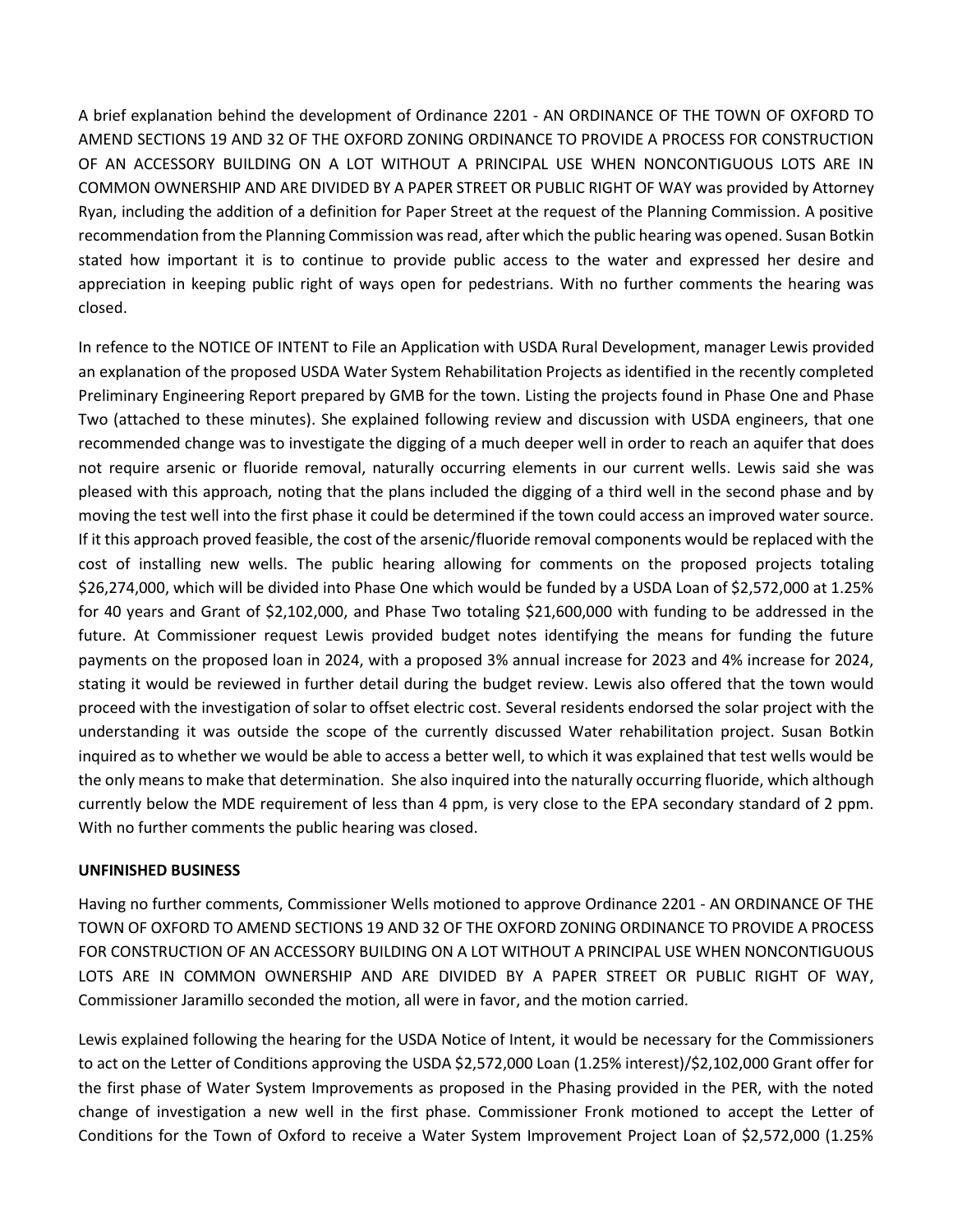A brief explanation behind the development of Ordinance 2201 - AN ORDINANCE OF THE TOWN OF OXFORD TO AMEND SECTIONS 19 AND 32 OF THE OXFORD ZONING ORDINANCE TO PROVIDE A PROCESS FOR CONSTRUCTION OF AN ACCESSORY BUILDING ON A LOT WITHOUT A PRINCIPAL USE WHEN NONCONTIGUOUS LOTS ARE IN COMMON OWNERSHIP AND ARE DIVIDED BY A PAPER STREET OR PUBLIC RIGHT OF WAY was provided by Attorney Ryan, including the addition of a definition for Paper Street at the request of the Planning Commission. A positive recommendation from the Planning Commission was read, after which the public hearing was opened. Susan Botkin stated how important it is to continue to provide public access to the water and expressed her desire and appreciation in keeping public right of ways open for pedestrians. With no further comments the hearing was closed.

In refence to the NOTICE OF INTENT to File an Application with USDA Rural Development, manager Lewis provided an explanation of the proposed USDA Water System Rehabilitation Projects as identified in the recently completed Preliminary Engineering Report prepared by GMB for the town. Listing the projects found in Phase One and Phase Two (attached to these minutes). She explained following review and discussion with USDA engineers, that one recommended change was to investigate the digging of a much deeper well in order to reach an aquifer that does not require arsenic or fluoride removal, naturally occurring elements in our current wells. Lewis said she was pleased with this approach, noting that the plans included the digging of a third well in the second phase and by moving the test well into the first phase it could be determined if the town could access an improved water source. If it this approach proved feasible, the cost of the arsenic/fluoride removal components would be replaced with the cost of installing new wells. The public hearing allowing for comments on the proposed projects totaling $26,274,000, which will be divided into Phase One which would be funded by a USDA Loan of $2,572,000 at 1.25% for 40 years and Grant of $2,102,000, and Phase Two totaling $21,600,000 with funding to be addressed in the future. At Commissioner request Lewis provided budget notes identifying the means for funding the future payments on the proposed loan in 2024, with a proposed 3% annual increase for 2023 and 4% increase for 2024, stating it would be reviewed in further detail during the budget review. Lewis also offered that the town would proceed with the investigation of solar to offset electric cost. Several residents endorsed the solar project with the understanding it was outside the scope of the currently discussed Water rehabilitation project. Susan Botkin inquired as to whether we would be able to access a better well, to which it was explained that test wells would be the only means to make that determination. She also inquired into the naturally occurring fluoride, which although currently below the MDE requirement of less than 4 ppm, is very close to the EPA secondary standard of 2 ppm. With no further comments the public hearing was closed.

**UNFINISHED BUSINESS**

Having no further comments, Commissioner Wells motioned to approve Ordinance 2201 - AN ORDINANCE OF THE TOWN OF OXFORD TO AMEND SECTIONS 19 AND 32 OF THE OXFORD ZONING ORDINANCE TO PROVIDE A PROCESS FOR CONSTRUCTION OF AN ACCESSORY BUILDING ON A LOT WITHOUT A PRINCIPAL USE WHEN NONCONTIGUOUS LOTS ARE IN COMMON OWNERSHIP AND ARE DIVIDED BY A PAPER STREET OR PUBLIC RIGHT OF WAY, Commissioner Jaramillo seconded the motion, all were in favor, and the motion carried.

Lewis explained following the hearing for the USDA Notice of Intent, it would be necessary for the Commissioners to act on the Letter of Conditions approving the USDA $2,572,000 Loan (1.25% interest)/$2,102,000 Grant offer for the first phase of Water System Improvements as proposed in the Phasing provided in the PER, with the noted change of investigation a new well in the first phase. Commissioner Fronk motioned to accept the Letter of Conditions for the Town of Oxford to receive a Water System Improvement Project Loan of $2,572,000 (1.25%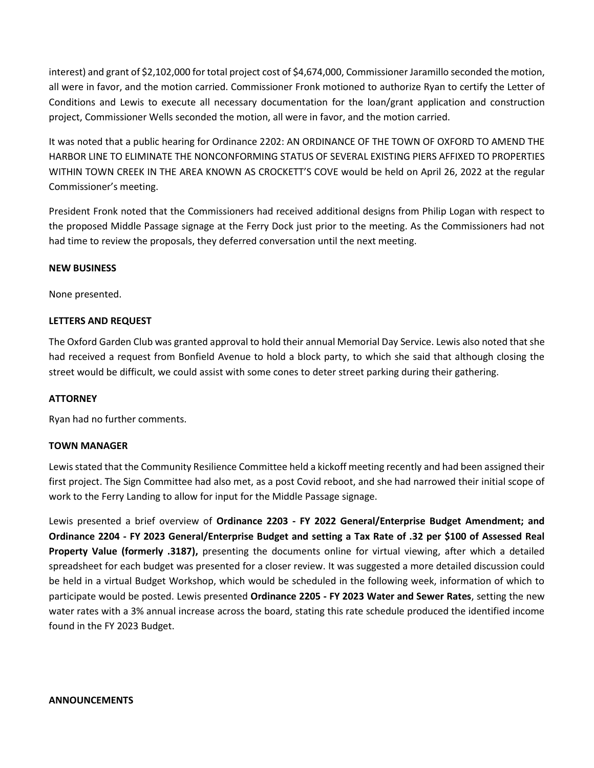interest) and grant of $2,102,000 for total project cost of $4,674,000, Commissioner Jaramillo seconded the motion, all were in favor, and the motion carried. Commissioner Fronk motioned to authorize Ryan to certify the Letter of Conditions and Lewis to execute all necessary documentation for the loan/grant application and construction project, Commissioner Wells seconded the motion, all were in favor, and the motion carried.

It was noted that a public hearing for Ordinance 2202: AN ORDINANCE OF THE TOWN OF OXFORD TO AMEND THE HARBOR LINE TO ELIMINATE THE NONCONFORMING STATUS OF SEVERAL EXISTING PIERS AFFIXED TO PROPERTIES WITHIN TOWN CREEK IN THE AREA KNOWN AS CROCKETT'S COVE would be held on April 26, 2022 at the regular Commissioner's meeting.

President Fronk noted that the Commissioners had received additional designs from Philip Logan with respect to the proposed Middle Passage signage at the Ferry Dock just prior to the meeting. As the Commissioners had not had time to review the proposals, they deferred conversation until the next meeting.

**NEW BUSINESS**

None presented.

**LETTERS AND REQUEST**

The Oxford Garden Club was granted approval to hold their annual Memorial Day Service. Lewis also noted that she had received a request from Bonfield Avenue to hold a block party, to which she said that although closing the street would be difficult, we could assist with some cones to deter street parking during their gathering.

**ATTORNEY**

Ryan had no further comments.

**TOWN MANAGER**

Lewis stated that the Community Resilience Committee held a kickoff meeting recently and had been assigned their first project. The Sign Committee had also met, as a post Covid reboot, and she had narrowed their initial scope of work to the Ferry Landing to allow for input for the Middle Passage signage.

Lewis presented a brief overview of **Ordinance 2203 - FY 2022 General/Enterprise Budget Amendment; and Ordinance 2204 - FY 2023 General/Enterprise Budget and setting a Tax Rate of .32 per $100 of Assessed Real Property Value (formerly .3187),** presenting the documents online for virtual viewing, after which a detailed spreadsheet for each budget was presented for a closer review. It was suggested a more detailed discussion could be held in a virtual Budget Workshop, which would be scheduled in the following week, information of which to participate would be posted. Lewis presented **Ordinance 2205 - FY 2023 Water and Sewer Rates**, setting the new water rates with a 3% annual increase across the board, stating this rate schedule produced the identified income found in the FY 2023 Budget.

**ANNOUNCEMENTS**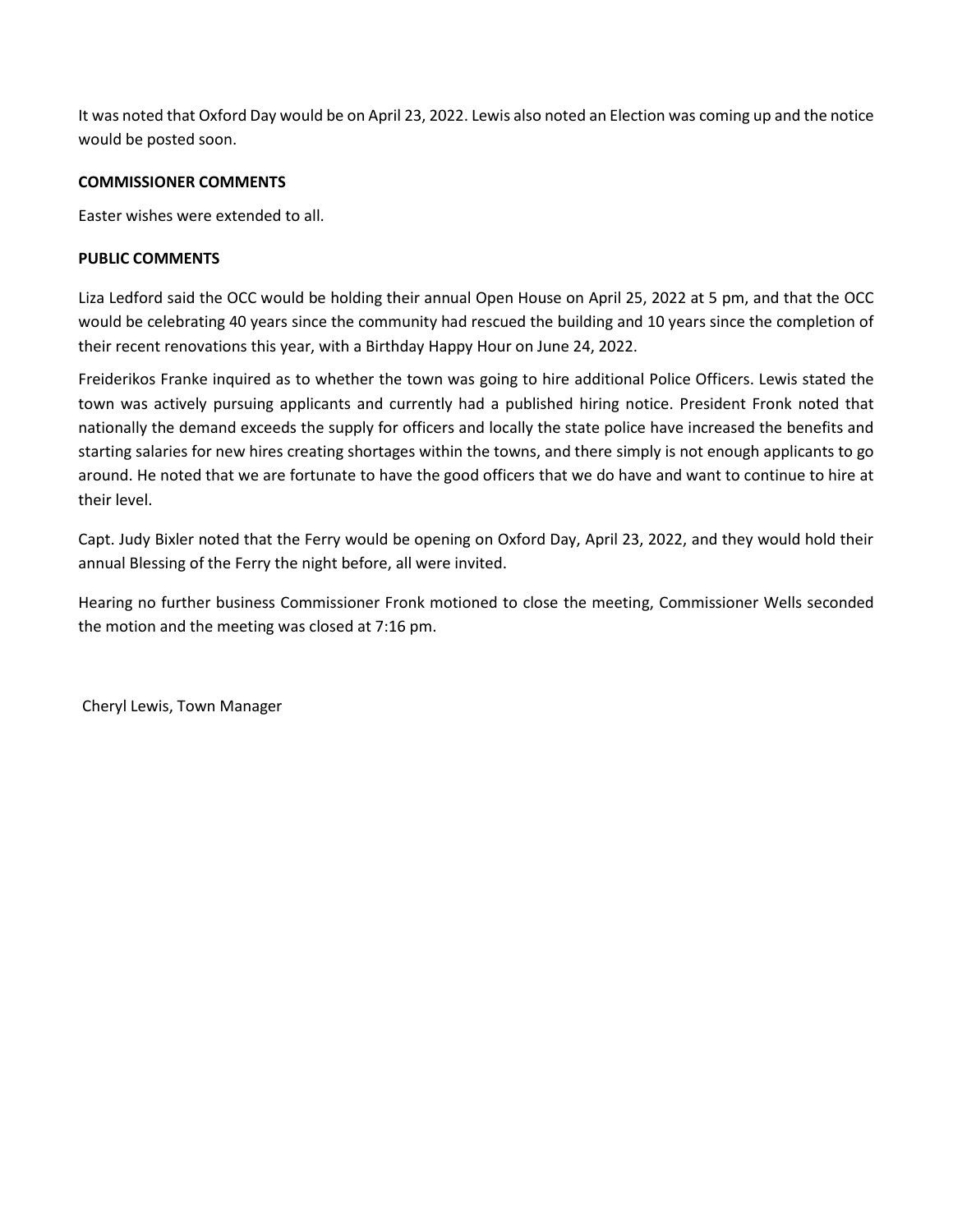It was noted that Oxford Day would be on April 23, 2022. Lewis also noted an Election was coming up and the notice would be posted soon.

**COMMISSIONER COMMENTS**

Easter wishes were extended to all.

**PUBLIC COMMENTS**

Liza Ledford said the OCC would be holding their annual Open House on April 25, 2022 at 5 pm, and that the OCC would be celebrating 40 years since the community had rescued the building and 10 years since the completion of their recent renovations this year, with a Birthday Happy Hour on June 24, 2022.

Freiderikos Franke inquired as to whether the town was going to hire additional Police Officers. Lewis stated the town was actively pursuing applicants and currently had a published hiring notice. President Fronk noted that nationally the demand exceeds the supply for officers and locally the state police have increased the benefits and starting salaries for new hires creating shortages within the towns, and there simply is not enough applicants to go around. He noted that we are fortunate to have the good officers that we do have and want to continue to hire at their level.

Capt. Judy Bixler noted that the Ferry would be opening on Oxford Day, April 23, 2022, and they would hold their annual Blessing of the Ferry the night before, all were invited.

Hearing no further business Commissioner Fronk motioned to close the meeting, Commissioner Wells seconded the motion and the meeting was closed at 7:16 pm.

Cheryl Lewis, Town Manager